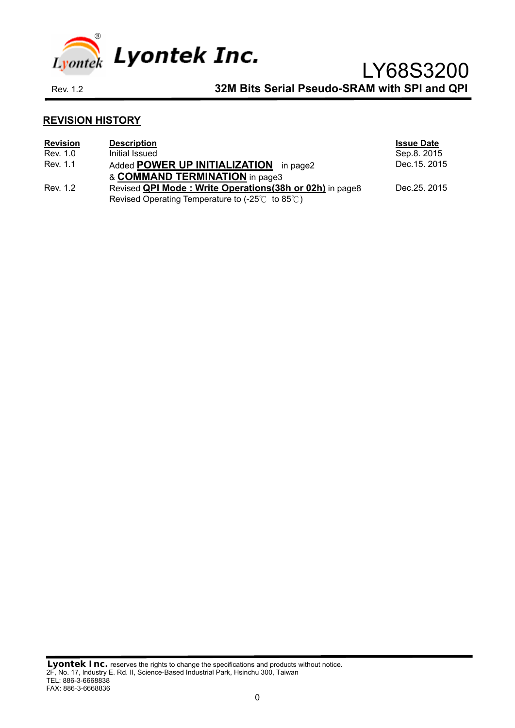# Lyontek Inc.

# LY68S3200

Rev. 1.2

**32M Bits Serial Pseudo-SRAM with SPI and QPI**

## REVISION HISTORY

| Revision | Description | Issue Date |
|---|---|---|
| Rev. 1.0 | Initial Issued | Sep.8. 2015 |
| Rev. 1.1 | Added **POWER UP INITIALIZATION** in page2 & **COMMAND TERMINATION** in page3 | Dec.15. 2015 |
| Rev. 1.2 | Revised **QPI Mode : Write Operations(38h or 02h)** in page8<br>Revised Operating Temperature to (-25℃ to 85℃) | Dec.25. 2015 |

**Lyontek Inc.** reserves the rights to change the specifications and products without notice.
2F, No. 17, Industry E. Rd. II, Science-Based Industrial Park, Hsinchu 300, Taiwan
TEL: 886-3-6668838
FAX: 886-3-6668836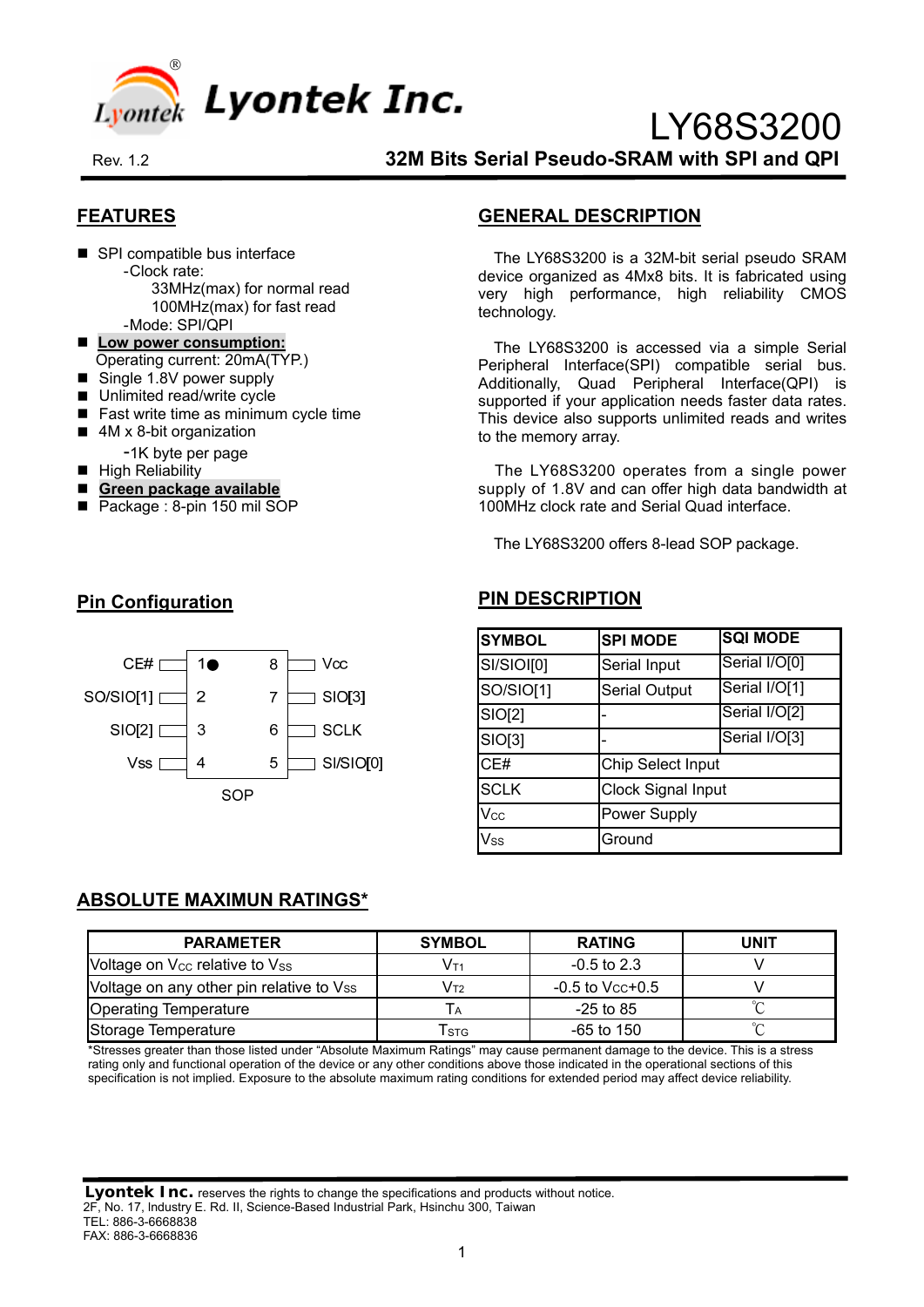# LY68S3200

Rev. 1.2

**32M Bits Serial Pseudo-SRAM with SPI and QPI**

## FEATURES

- SPI compatible bus interface
  - -Clock rate:
    - 33MHz(max) for normal read
    - 100MHz(max) for fast read
  - -Mode: SPI/QPI
- **Low power consumption:**
  Operating current: 20mA(TYP.)
- Single 1.8V power supply
- Unlimited read/write cycle
- Fast write time as minimum cycle time
- 4M x 8-bit organization
  - -1K byte per page
- High Reliability
- **Green package available**
- Package : 8-pin 150 mil SOP

## GENERAL DESCRIPTION

The LY68S3200 is a 32M-bit serial pseudo SRAM device organized as 4Mx8 bits. It is fabricated using very high performance, high reliability CMOS technology.

The LY68S3200 is accessed via a simple Serial Peripheral Interface(SPI) compatible serial bus. Additionally, Quad Peripheral Interface(QPI) is supported if your application needs faster data rates. This device also supports unlimited reads and writes to the memory array.

The LY68S3200 operates from a single power supply of 1.8V and can offer high data bandwidth at 100MHz clock rate and Serial Quad interface.

The LY68S3200 offers 8-lead SOP package.

## Pin Configuration

| Left Pin Name | Pin | Pin | Right Pin Name |
|---|---|---|---|
| CE# | 1 | 8 | Vcc |
| SO/SIO[1] | 2 | 7 | SIO[3] |
| SIO[2] | 3 | 6 | SCLK |
| Vss | 4 | 5 | SI/SIO[0] |

SOP

## PIN DESCRIPTION

| SYMBOL | SPI MODE | SQI MODE |
|---|---|---|
| SI/SIOI[0] | Serial Input | Serial I/O[0] |
| SO/SIO[1] | Serial Output | Serial I/O[1] |
| SIO[2] | - | Serial I/O[2] |
| SIO[3] | - | Serial I/O[3] |
| CE# | Chip Select Input | |
| SCLK | Clock Signal Input | |
| $V_{CC}$ | Power Supply | |
| $V_{SS}$ | Ground | |

## ABSOLUTE MAXIMUN RATINGS*

| PARAMETER | SYMBOL | RATING | UNIT |
|---|---|---|---|
| Voltage on $V_{CC}$ relative to $V_{SS}$ | $V_{T1}$ | -0.5 to 2.3 | V |
| Voltage on any other pin relative to $V_{SS}$ | $V_{T2}$ | -0.5 to $V_{CC}$+0.5 | V |
| Operating Temperature | $T_A$ | -25 to 85 | ℃ |
| Storage Temperature | $T_{STG}$ | -65 to 150 | ℃ |

*Stresses greater than those listed under "Absolute Maximum Ratings" may cause permanent damage to the device. This is a stress rating only and functional operation of the device or any other conditions above those indicated in the operational sections of this specification is not implied. Exposure to the absolute maximum rating conditions for extended period may affect device reliability.

**Lyontek Inc.** reserves the rights to change the specifications and products without notice.
2F, No. 17, Industry E. Rd. II, Science-Based Industrial Park, Hsinchu 300, Taiwan
TEL: 886-3-6668838
FAX: 886-3-6668836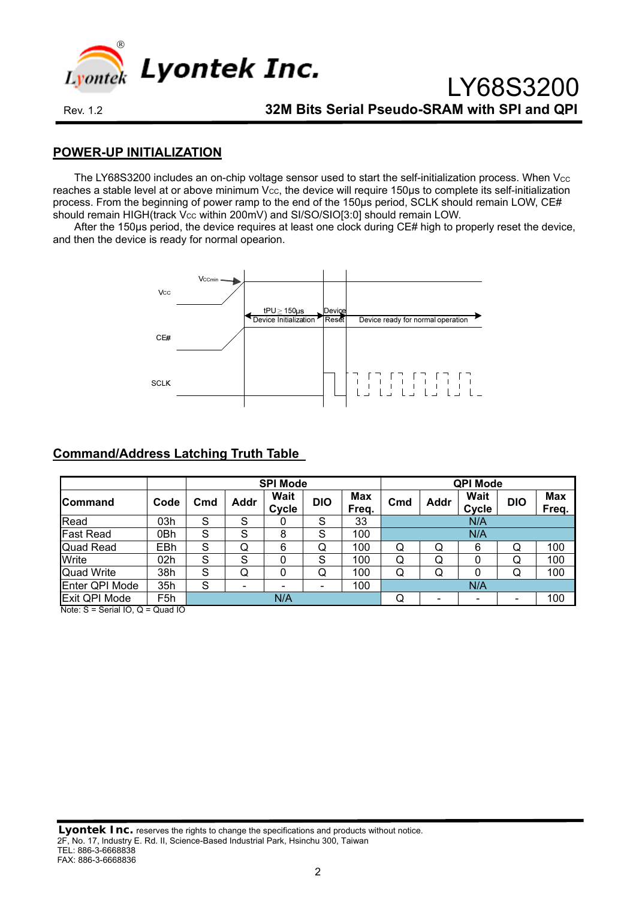## POWER-UP INITIALIZATION

The LY68S3200 includes an on-chip voltage sensor used to start the self-initialization process. When $V_{CC}$ reaches a stable level at or above minimum $V_{CC}$, the device will require 150µs to complete its self-initialization process. From the beginning of power ramp to the end of the 150µs period, SCLK should remain LOW, CE# should remain HIGH(track $V_{CC}$ within 200mV) and SI/SO/SIO[3:0] should remain LOW.

After the 150µs period, the device requires at least one clock during CE# high to properly reset the device, and then the device is ready for normal opearion.

VCCmin
Vcc
tPU ≥ 150µs
Device Initialization
Device Reset
Device ready for normal operation
CE#
SCLK

## Command/Address Latching Truth Table

| Command | Code | SPI Mode | | | | | QPI Mode | | | | |
|---|---|---|---|---|---|---|---|---|---|---|---|
| | | Cmd | Addr | Wait Cycle | DIO | Max Freq. | Cmd | Addr | Wait Cycle | DIO | Max Freq. |
| Read | 03h | S | S | 0 | S | 33 | N/A | | | | |
| Fast Read | 0Bh | S | S | 8 | S | 100 | N/A | | | | |
| Quad Read | EBh | S | Q | 6 | Q | 100 | Q | Q | 6 | Q | 100 |
| Write | 02h | S | S | 0 | S | 100 | Q | Q | 0 | Q | 100 |
| Quad Write | 38h | S | Q | 0 | Q | 100 | Q | Q | 0 | Q | 100 |
| Enter QPI Mode | 35h | S | - | - | - | 100 | N/A | | | | |
| Exit QPI Mode | F5h | N/A | | | | | Q | - | - | - | 100 |

Note: S = Serial IO, Q = Quad IO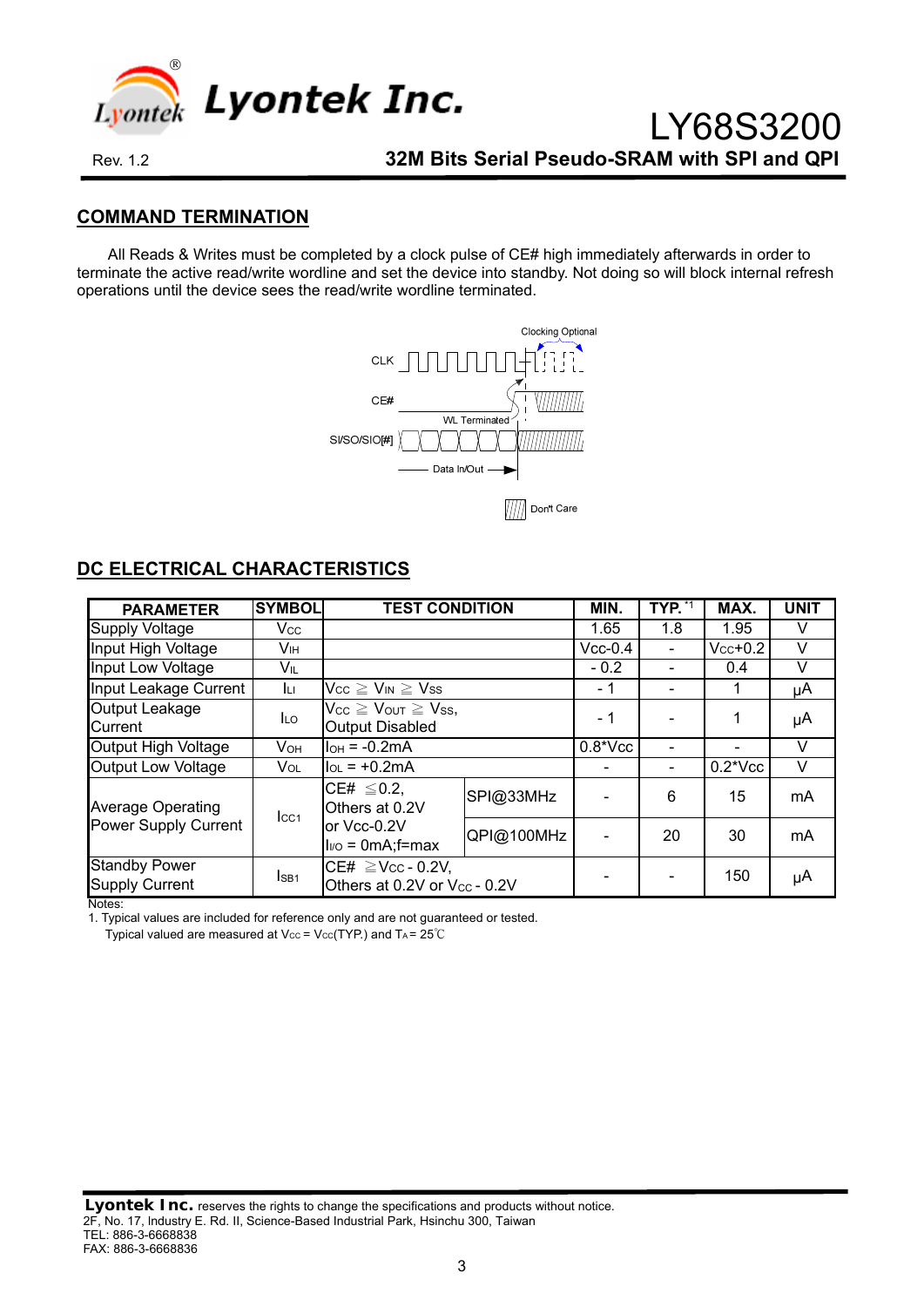## COMMAND TERMINATION

All Reads & Writes must be completed by a clock pulse of CE# high immediately afterwards in order to terminate the active read/write wordline and set the device into standby. Not doing so will block internal refresh operations until the device sees the read/write wordline terminated.

## DC ELECTRICAL CHARACTERISTICS

| PARAMETER | SYMBOL | TEST CONDITION | | MIN. | TYP. [*1] | MAX. | UNIT |
|---|---|---|---|---|---|---|---|
| Supply Voltage | $V_{CC}$ | | | 1.65 | 1.8 | 1.95 | V |
| Input High Voltage | $V_{IH}$ | | | Vcc-0.4 | - | $V_{CC}$+0.2 | V |
| Input Low Voltage | $V_{IL}$ | | | - 0.2 | - | 0.4 | V |
| Input Leakage Current | $I_{LI}$ | $V_{CC} \geq V_{IN} \geq V_{SS}$ | | - 1 | - | 1 | µA |
| Output Leakage Current | $I_{LO}$ | $V_{CC} \geq V_{OUT} \geq V_{SS}$, Output Disabled | | - 1 | - | 1 | µA |
| Output High Voltage | $V_{OH}$ | $I_{OH}$ = -0.2mA | | 0.8*Vcc | - | - | V |
| Output Low Voltage | $V_{OL}$ | $I_{OL}$ = +0.2mA | | - | - | 0.2*Vcc | V |
| Average Operating Power Supply Current | $I_{CC1}$ | CE# ≦0.2, Others at 0.2V or Vcc-0.2V $I_{I/O}$ = 0mA;f=max | SPI@33MHz | - | 6 | 15 | mA |
| | | | QPI@100MHz | - | 20 | 30 | mA |
| Standby Power Supply Current | $I_{SB1}$ | CE# ≧$V_{CC}$ - 0.2V, Others at 0.2V or $V_{CC}$ - 0.2V | | - | - | 150 | µA |

Notes:
1. Typical values are included for reference only and are not guaranteed or tested.
   Typical valued are measured at $V_{CC}$ = $V_{CC}$(TYP.) and $T_A$ = 25℃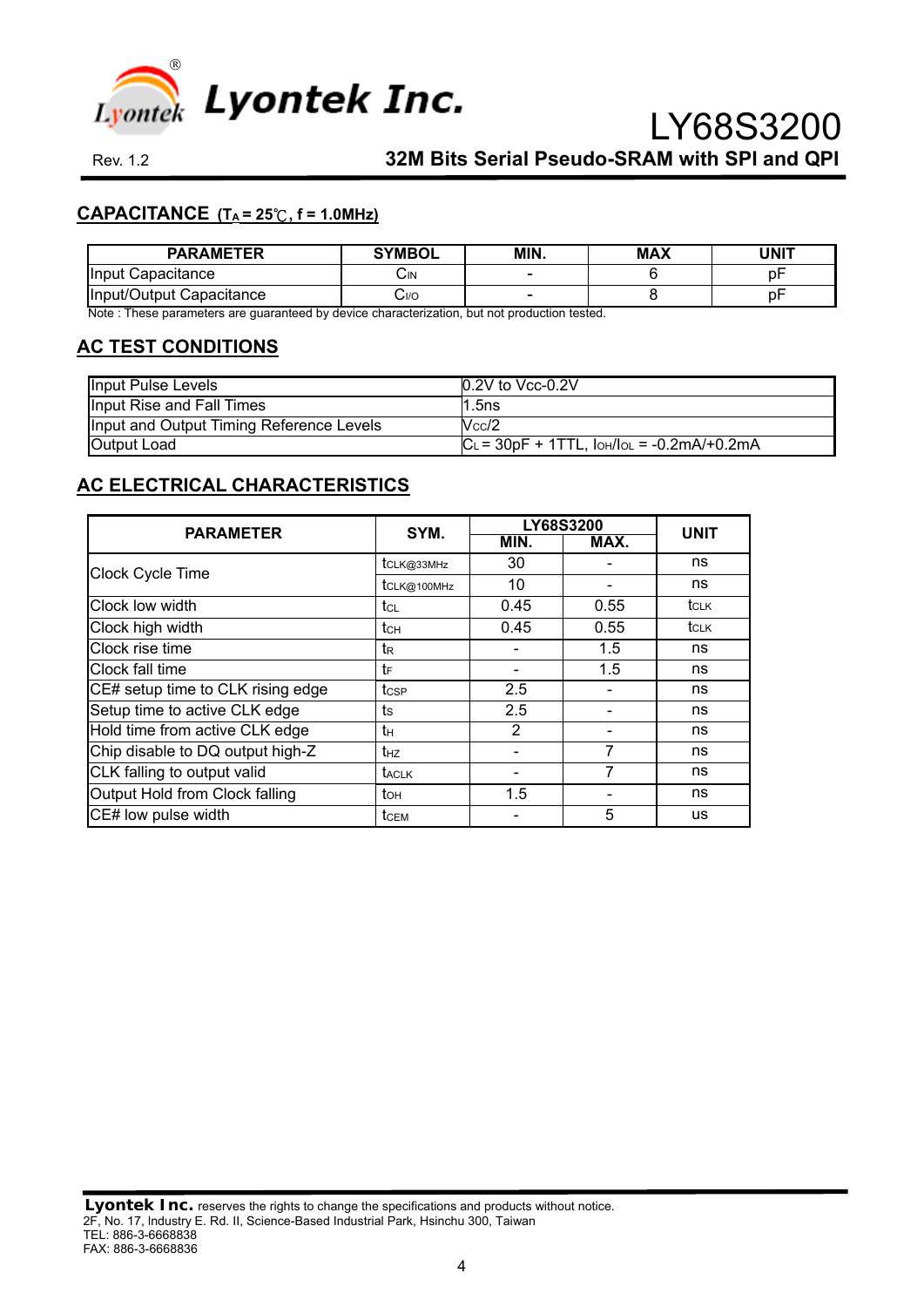## CAPACITANCE ($T_A$ = 25℃, f = 1.0MHz)

| PARAMETER | SYMBOL | MIN. | MAX | UNIT |
|---|---|---|---|---|
| Input Capacitance | $C_{IN}$ | - | 6 | pF |
| Input/Output Capacitance | $C_{I/O}$ | - | 8 | pF |

Note : These parameters are guaranteed by device characterization, but not production tested.

## AC TEST CONDITIONS

| | |
|---|---|
| Input Pulse Levels | 0.2V to Vcc-0.2V |
| Input Rise and Fall Times | 1.5ns |
| Input and Output Timing Reference Levels | $V_{CC}/2$ |
| Output Load | $C_L$ = 30pF + 1TTL, $I_{OH}/I_{OL}$ = -0.2mA/+0.2mA |

## AC ELECTRICAL CHARACTERISTICS

| PARAMETER | SYM. | LY68S3200 | | UNIT |
|---|---|---|---|---|
| | | MIN. | MAX. | |
| Clock Cycle Time | $t_{CLK@33MHz}$ | 30 | - | ns |
| | $t_{CLK@100MHz}$ | 10 | - | ns |
| Clock low width | $t_{CL}$ | 0.45 | 0.55 | $t_{CLK}$ |
| Clock high width | $t_{CH}$ | 0.45 | 0.55 | $t_{CLK}$ |
| Clock rise time | $t_R$ | - | 1.5 | ns |
| Clock fall time | $t_F$ | - | 1.5 | ns |
| CE# setup time to CLK rising edge | $t_{CSP}$ | 2.5 | - | ns |
| Setup time to active CLK edge | $t_S$ | 2.5 | - | ns |
| Hold time from active CLK edge | $t_H$ | 2 | - | ns |
| Chip disable to DQ output high-Z | $t_{HZ}$ | - | 7 | ns |
| CLK falling to output valid | $t_{ACLK}$ | - | 7 | ns |
| Output Hold from Clock falling | $t_{OH}$ | 1.5 | - | ns |
| CE# low pulse width | $t_{CEM}$ | - | 5 | us |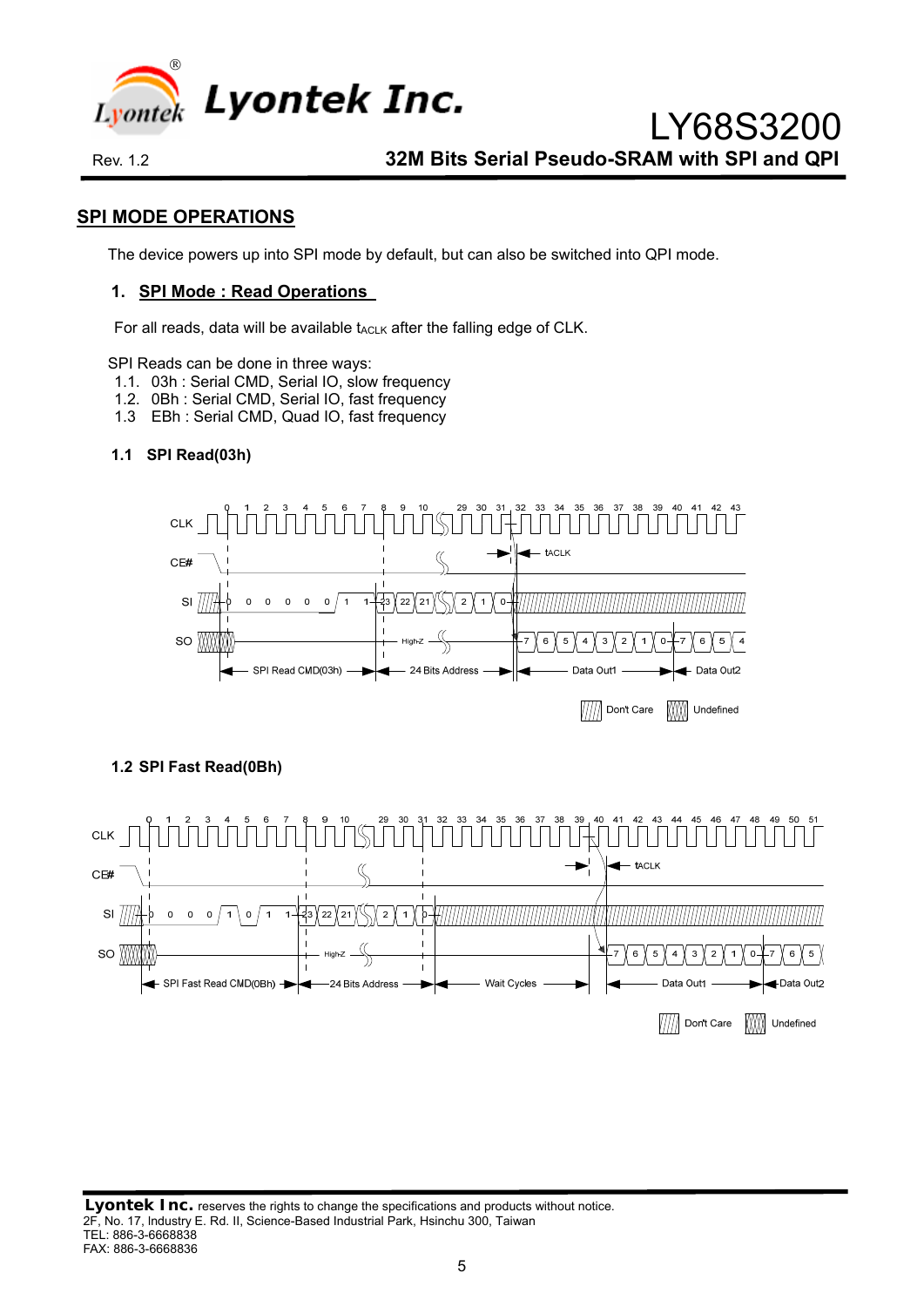## SPI MODE OPERATIONS

The device powers up into SPI mode by default, but can also be switched into QPI mode.

### 1. SPI Mode : Read Operations

For all reads, data will be available $t_{ACLK}$ after the falling edge of CLK.

SPI Reads can be done in three ways:

1.1. 03h : Serial CMD, Serial IO, slow frequency
1.2. 0Bh : Serial CMD, Serial IO, fast frequency
1.3 EBh : Serial CMD, Quad IO, fast frequency

#### 1.1 SPI Read(03h)

#### 1.2 SPI Fast Read(0Bh)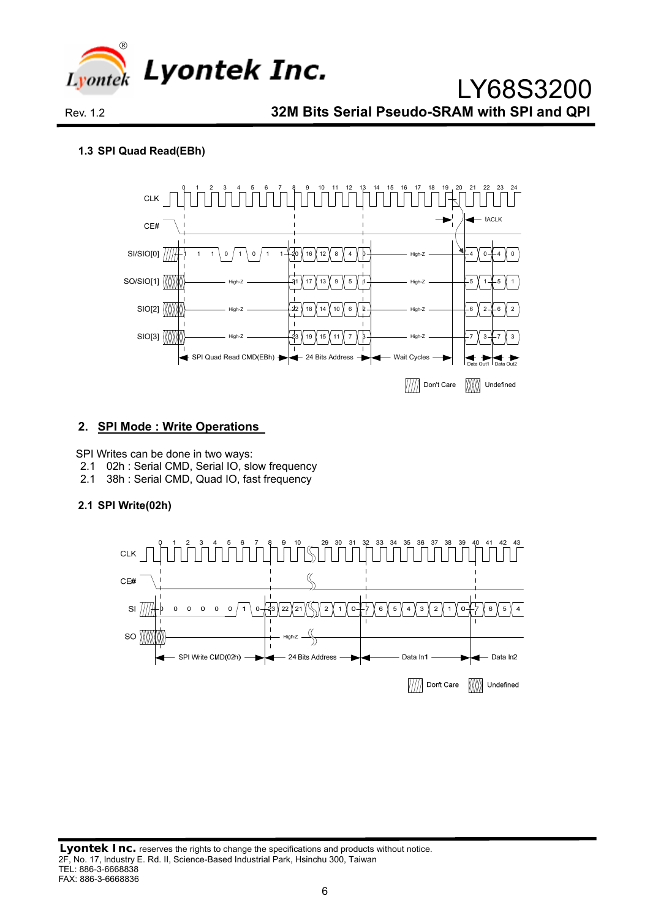### 1.3 SPI Quad Read(EBh)

## 2. SPI Mode : Write Operations

SPI Writes can be done in two ways:
2.1 02h : Serial CMD, Serial IO, slow frequency
2.1 38h : Serial CMD, Quad IO, fast frequency

### 2.1 SPI Write(02h)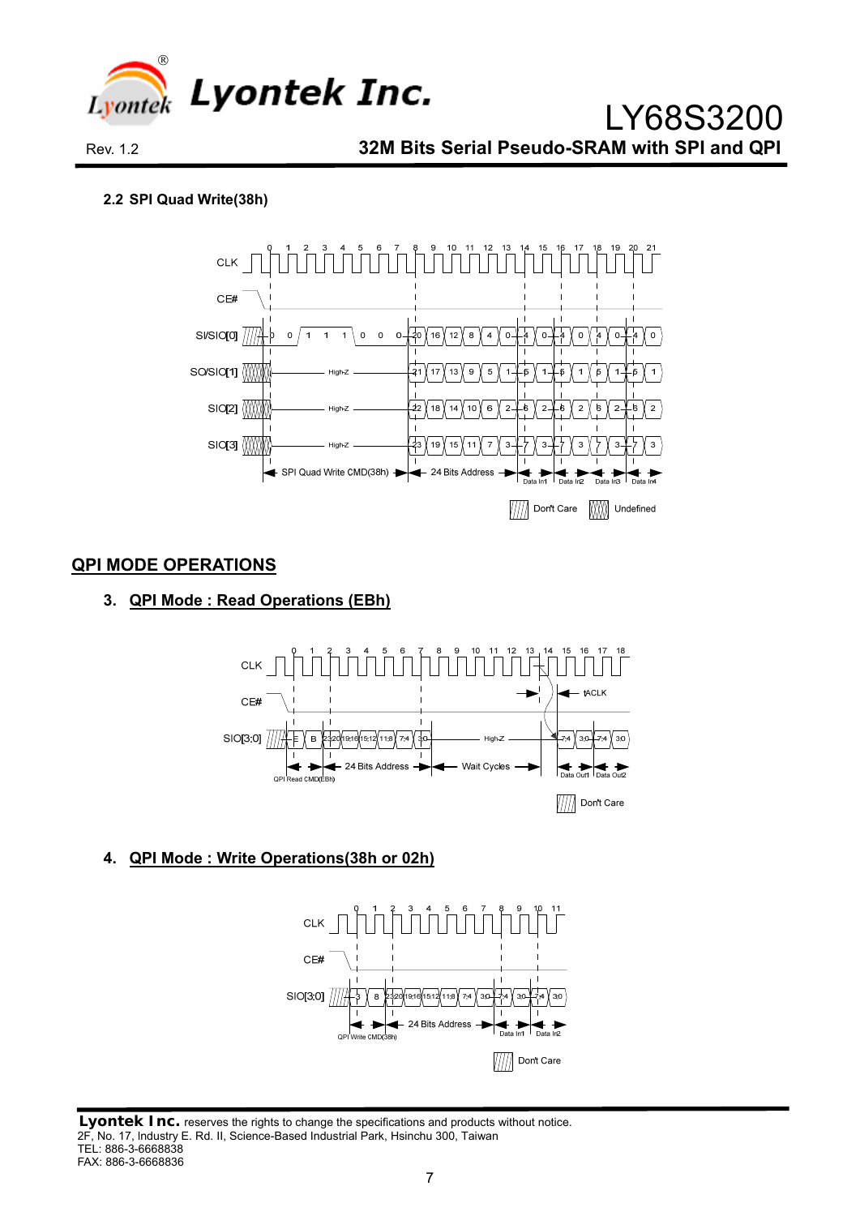### 2.2 SPI Quad Write(38h)

## QPI MODE OPERATIONS

### 3. QPI Mode : Read Operations (EBh)

### 4. QPI Mode : Write Operations(38h or 02h)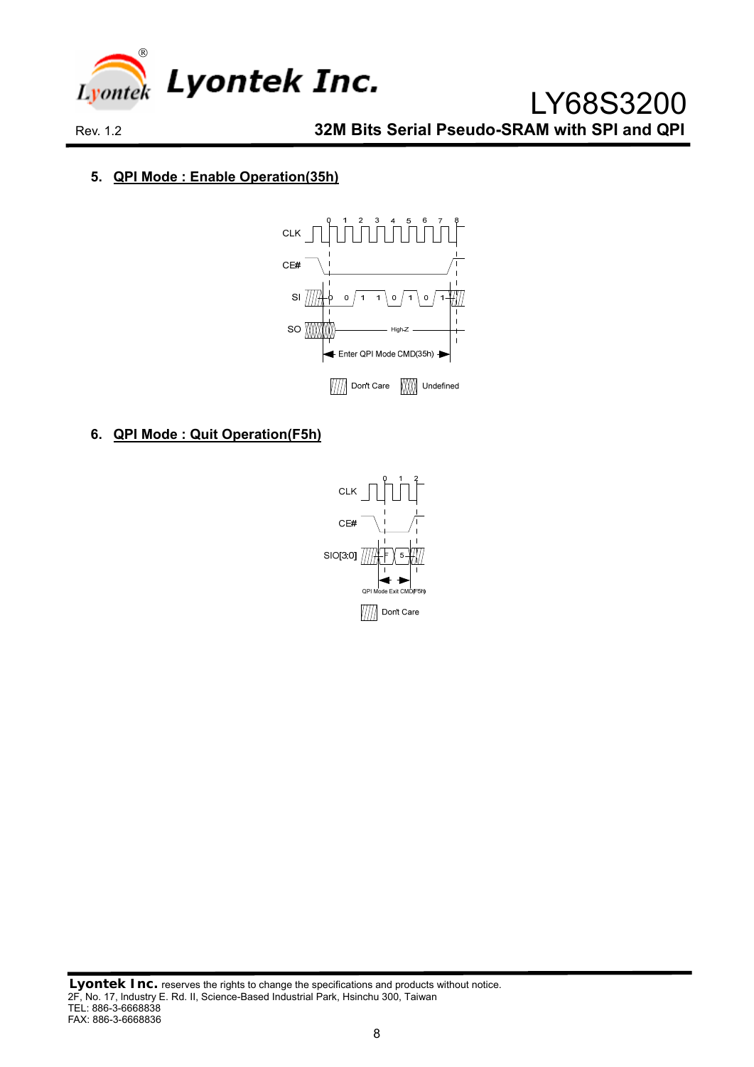## 5. QPI Mode : Enable Operation(35h)

## 6. QPI Mode : Quit Operation(F5h)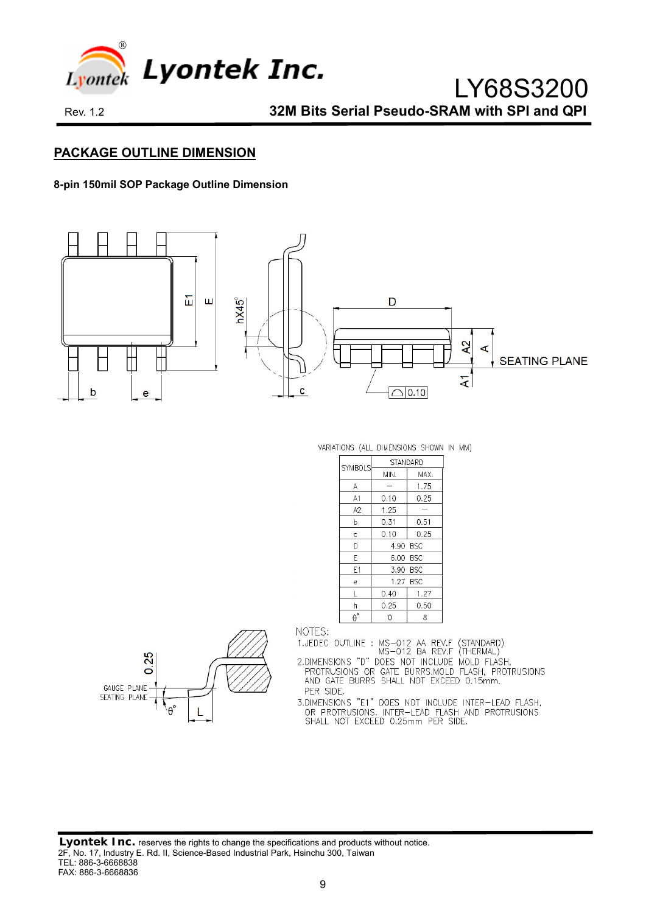## PACKAGE OUTLINE DIMENSION

**8-pin 150mil SOP Package Outline Dimension**

VARIATIONS (ALL DIMENSIONS SHOWN IN MM)

| SYMBOLS | STANDARD | |
|---|---|---|
| | MIN. | MAX. |
| A | – | 1.75 |
| A1 | 0.10 | 0.25 |
| A2 | 1.25 | – |
| b | 0.31 | 0.51 |
| c | 0.10 | 0.25 |
| D | 4.90 BSC | |
| E | 6.00 BSC | |
| E1 | 3.90 BSC | |
| e | 1.27 BSC | |
| L | 0.40 | 1.27 |
| h | 0.25 | 0.50 |
| θ° | 0 | 8 |

NOTES:

1. JEDEC OUTLINE : MS-012 AA REV.F (STANDARD)
   MS-012 BA REV.F (THERMAL)
2. DIMENSIONS "D" DOES NOT INCLUDE MOLD FLASH, PROTRUSIONS OR GATE BURRS.MOLD FLASH, PROTRUSIONS AND GATE BURRS SHALL NOT EXCEED 0.15mm. PER SIDE.
3. DIMENSIONS "E1" DOES NOT INCLUDE INTER-LEAD FLASH, OR PROTRUSIONS. INTER-LEAD FLASH AND PROTRUSIONS SHALL NOT EXCEED 0.25mm PER SIDE.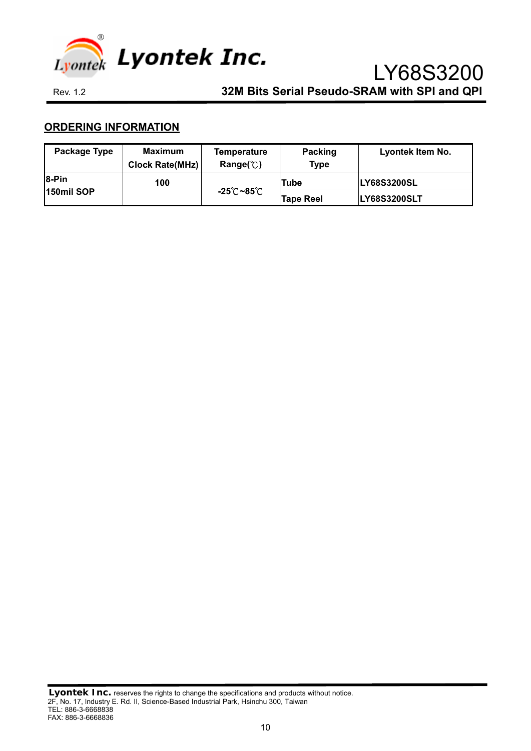## ORDERING INFORMATION

| Package Type | Maximum Clock Rate(MHz) | Temperature Range(℃) | Packing Type | Lyontek Item No. |
|---|---|---|---|---|
| 8-Pin 150mil SOP | 100 | -25℃~85℃ | Tube | LY68S3200SL |
| | | | Tape Reel | LY68S3200SLT |

**Lyontek Inc.** reserves the rights to change the specifications and products without notice.
2F, No. 17, Industry E. Rd. II, Science-Based Industrial Park, Hsinchu 300, Taiwan
TEL: 886-3-6668838
FAX: 886-3-6668836